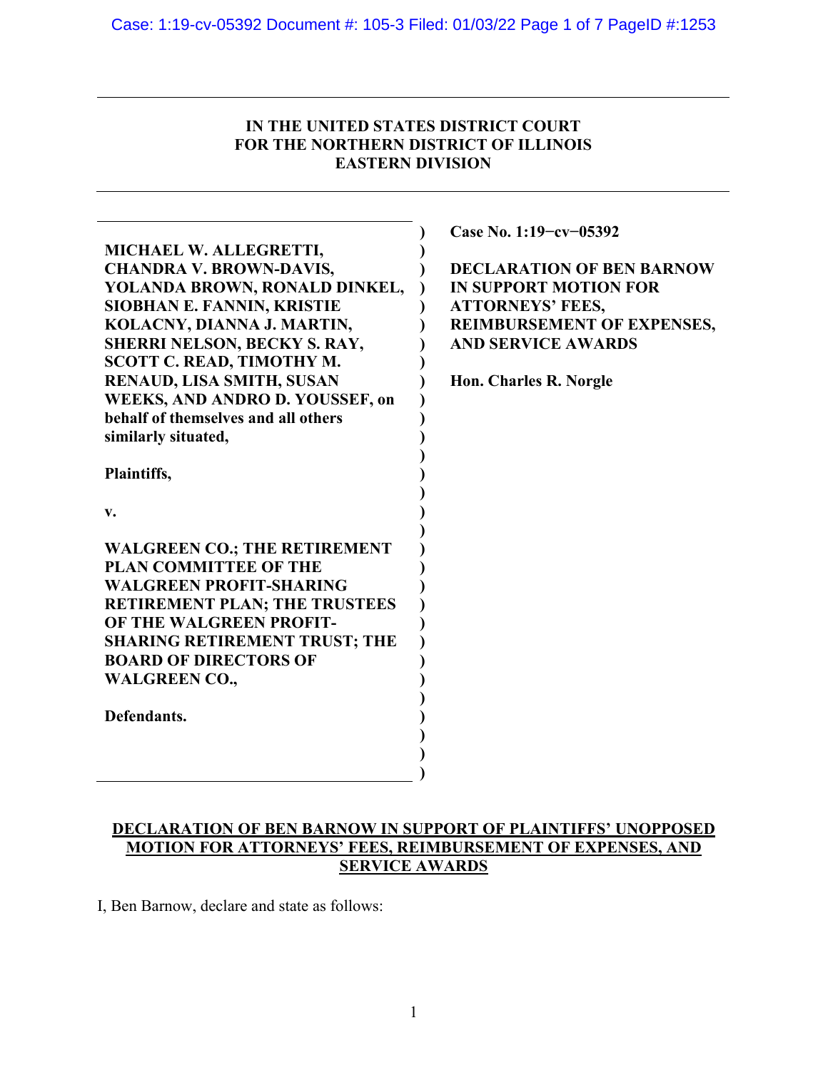**IN THE UNITED STATES DISTRICT COURT**
**FOR THE NORTHERN DISTRICT OF ILLINOIS**
**EASTERN DIVISION**

**MICHAEL W. ALLEGRETTI, CHANDRA V. BROWN-DAVIS, YOLANDA BROWN, RONALD DINKEL, SIOBHAN E. FANNIN, KRISTIE KOLACNY, DIANNA J. MARTIN, SHERRI NELSON, BECKY S. RAY, SCOTT C. READ, TIMOTHY M. RENAUD, LISA SMITH, SUSAN WEEKS, AND ANDRO D. YOUSSEF, on behalf of themselves and all others similarly situated,**

**Plaintiffs,**

**v.**

**WALGREEN CO.; THE RETIREMENT PLAN COMMITTEE OF THE WALGREEN PROFIT-SHARING RETIREMENT PLAN; THE TRUSTEES OF THE WALGREEN PROFIT-SHARING RETIREMENT TRUST; THE BOARD OF DIRECTORS OF WALGREEN CO.,**

**Defendants.**

**Case No. 1:19−cv−05392**

**DECLARATION OF BEN BARNOW IN SUPPORT MOTION FOR ATTORNEYS' FEES, REIMBURSEMENT OF EXPENSES, AND SERVICE AWARDS**

**Hon. Charles R. Norgle**

**DECLARATION OF BEN BARNOW IN SUPPORT OF PLAINTIFFS' UNOPPOSED MOTION FOR ATTORNEYS' FEES, REIMBURSEMENT OF EXPENSES, AND SERVICE AWARDS**

I, Ben Barnow, declare and state as follows: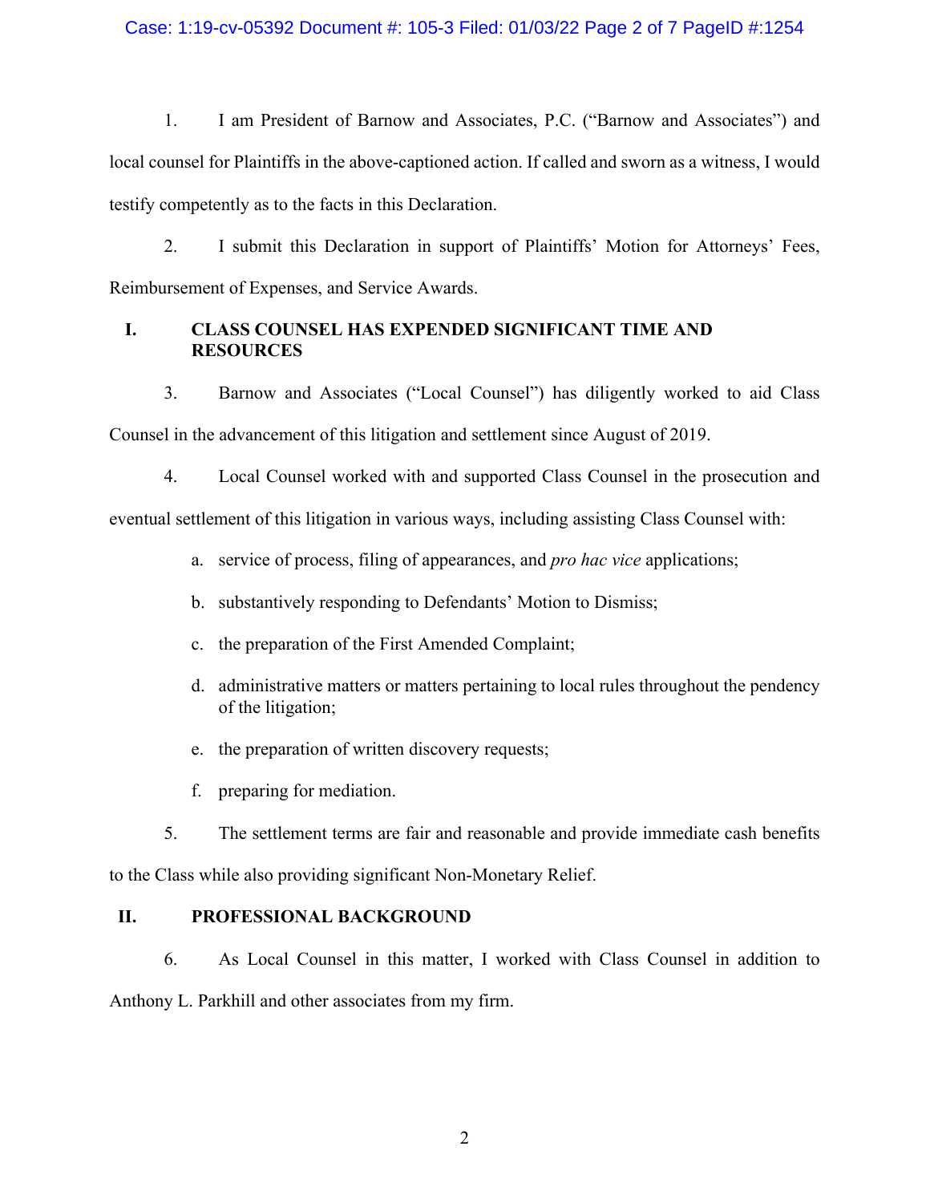1. I am President of Barnow and Associates, P.C. ("Barnow and Associates") and local counsel for Plaintiffs in the above-captioned action. If called and sworn as a witness, I would testify competently as to the facts in this Declaration.

2. I submit this Declaration in support of Plaintiffs' Motion for Attorneys' Fees, Reimbursement of Expenses, and Service Awards.

## I. CLASS COUNSEL HAS EXPENDED SIGNIFICANT TIME AND RESOURCES

3. Barnow and Associates ("Local Counsel") has diligently worked to aid Class Counsel in the advancement of this litigation and settlement since August of 2019.

4. Local Counsel worked with and supported Class Counsel in the prosecution and eventual settlement of this litigation in various ways, including assisting Class Counsel with:

   a. service of process, filing of appearances, and *pro hac vice* applications;

   b. substantively responding to Defendants' Motion to Dismiss;

   c. the preparation of the First Amended Complaint;

   d. administrative matters or matters pertaining to local rules throughout the pendency of the litigation;

   e. the preparation of written discovery requests;

   f. preparing for mediation.

5. The settlement terms are fair and reasonable and provide immediate cash benefits to the Class while also providing significant Non-Monetary Relief.

## II. PROFESSIONAL BACKGROUND

6. As Local Counsel in this matter, I worked with Class Counsel in addition to Anthony L. Parkhill and other associates from my firm.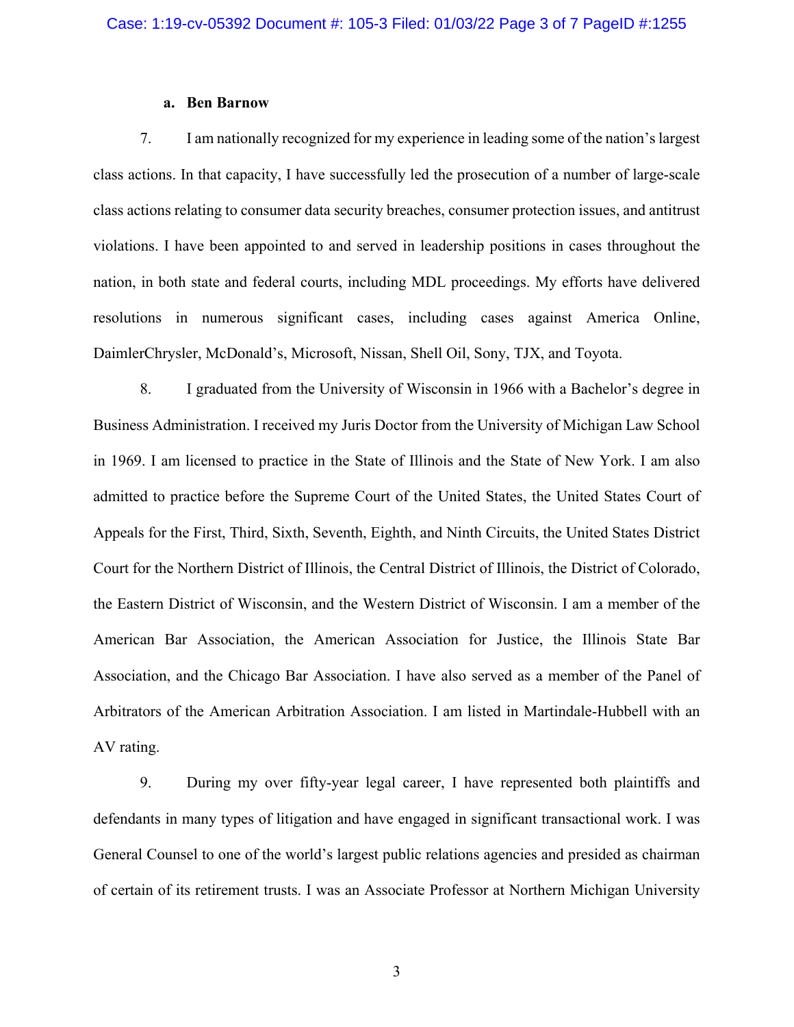### a. Ben Barnow

7. I am nationally recognized for my experience in leading some of the nation's largest class actions. In that capacity, I have successfully led the prosecution of a number of large-scale class actions relating to consumer data security breaches, consumer protection issues, and antitrust violations. I have been appointed to and served in leadership positions in cases throughout the nation, in both state and federal courts, including MDL proceedings. My efforts have delivered resolutions in numerous significant cases, including cases against America Online, DaimlerChrysler, McDonald's, Microsoft, Nissan, Shell Oil, Sony, TJX, and Toyota.

8. I graduated from the University of Wisconsin in 1966 with a Bachelor's degree in Business Administration. I received my Juris Doctor from the University of Michigan Law School in 1969. I am licensed to practice in the State of Illinois and the State of New York. I am also admitted to practice before the Supreme Court of the United States, the United States Court of Appeals for the First, Third, Sixth, Seventh, Eighth, and Ninth Circuits, the United States District Court for the Northern District of Illinois, the Central District of Illinois, the District of Colorado, the Eastern District of Wisconsin, and the Western District of Wisconsin. I am a member of the American Bar Association, the American Association for Justice, the Illinois State Bar Association, and the Chicago Bar Association. I have also served as a member of the Panel of Arbitrators of the American Arbitration Association. I am listed in Martindale-Hubbell with an AV rating.

9. During my over fifty-year legal career, I have represented both plaintiffs and defendants in many types of litigation and have engaged in significant transactional work. I was General Counsel to one of the world's largest public relations agencies and presided as chairman of certain of its retirement trusts. I was an Associate Professor at Northern Michigan University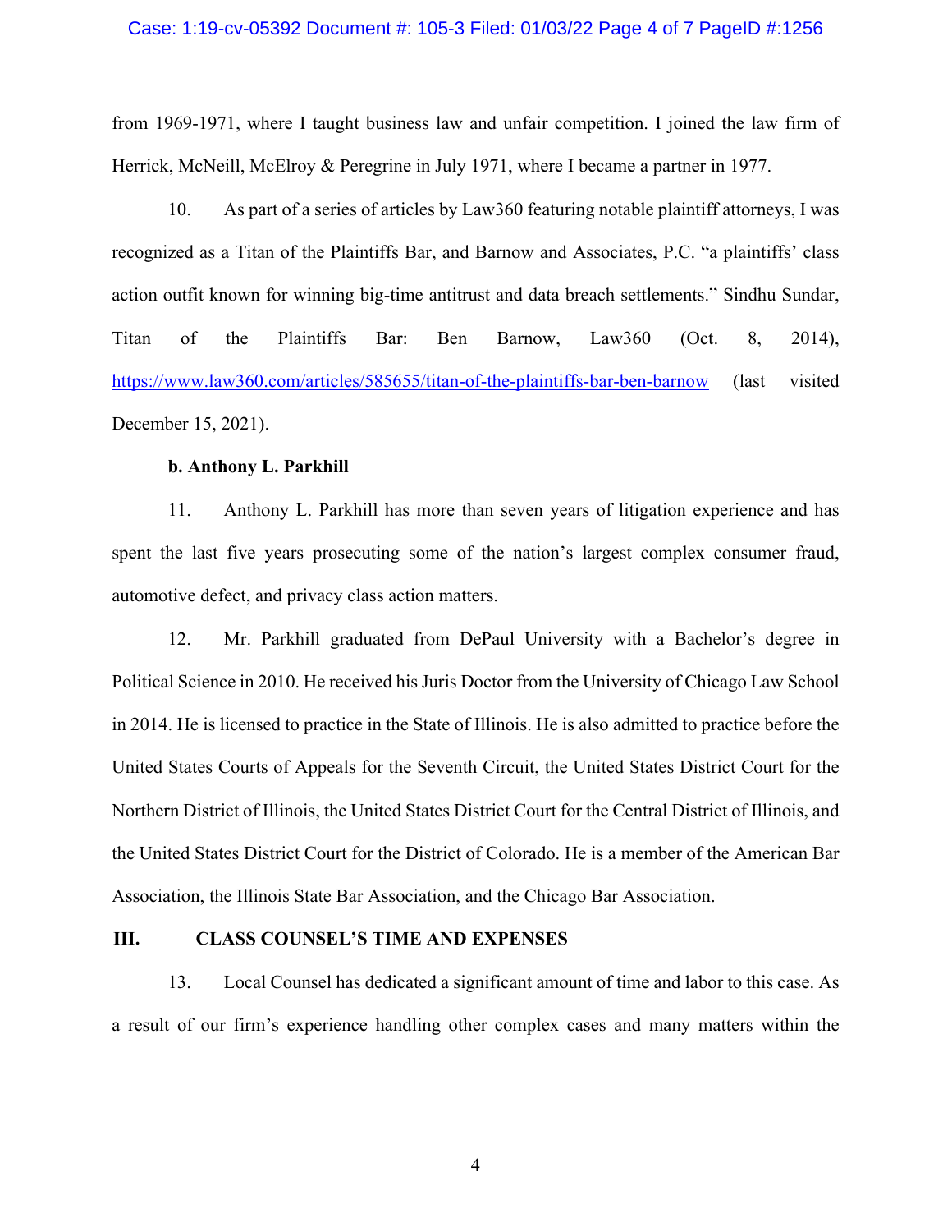from 1969-1971, where I taught business law and unfair competition. I joined the law firm of Herrick, McNeill, McElroy & Peregrine in July 1971, where I became a partner in 1977.

10. As part of a series of articles by Law360 featuring notable plaintiff attorneys, I was recognized as a Titan of the Plaintiffs Bar, and Barnow and Associates, P.C. "a plaintiffs' class action outfit known for winning big-time antitrust and data breach settlements." Sindhu Sundar, Titan of the Plaintiffs Bar: Ben Barnow, Law360 (Oct. 8, 2014), https://www.law360.com/articles/585655/titan-of-the-plaintiffs-bar-ben-barnow (last visited December 15, 2021).

**b. Anthony L. Parkhill**

11. Anthony L. Parkhill has more than seven years of litigation experience and has spent the last five years prosecuting some of the nation's largest complex consumer fraud, automotive defect, and privacy class action matters.

12. Mr. Parkhill graduated from DePaul University with a Bachelor's degree in Political Science in 2010. He received his Juris Doctor from the University of Chicago Law School in 2014. He is licensed to practice in the State of Illinois. He is also admitted to practice before the United States Courts of Appeals for the Seventh Circuit, the United States District Court for the Northern District of Illinois, the United States District Court for the Central District of Illinois, and the United States District Court for the District of Colorado. He is a member of the American Bar Association, the Illinois State Bar Association, and the Chicago Bar Association.

## III. CLASS COUNSEL'S TIME AND EXPENSES

13. Local Counsel has dedicated a significant amount of time and labor to this case. As a result of our firm's experience handling other complex cases and many matters within the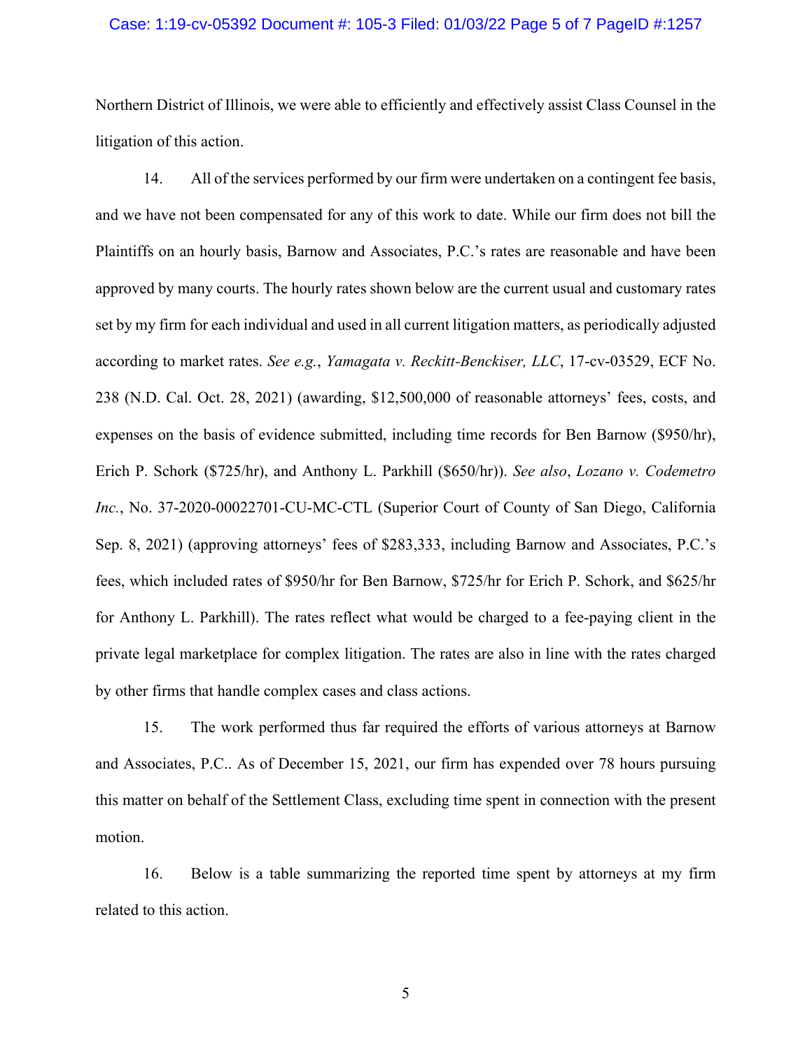Northern District of Illinois, we were able to efficiently and effectively assist Class Counsel in the litigation of this action.

14. All of the services performed by our firm were undertaken on a contingent fee basis, and we have not been compensated for any of this work to date. While our firm does not bill the Plaintiffs on an hourly basis, Barnow and Associates, P.C.'s rates are reasonable and have been approved by many courts. The hourly rates shown below are the current usual and customary rates set by my firm for each individual and used in all current litigation matters, as periodically adjusted according to market rates. *See e.g.*, *Yamagata v. Reckitt-Benckiser, LLC*, 17-cv-03529, ECF No. 238 (N.D. Cal. Oct. 28, 2021) (awarding, $12,500,000 of reasonable attorneys' fees, costs, and expenses on the basis of evidence submitted, including time records for Ben Barnow ($950/hr), Erich P. Schork ($725/hr), and Anthony L. Parkhill ($650/hr)). *See also*, *Lozano v. Codemetro Inc.*, No. 37-2020-00022701-CU-MC-CTL (Superior Court of County of San Diego, California Sep. 8, 2021) (approving attorneys' fees of $283,333, including Barnow and Associates, P.C.'s fees, which included rates of $950/hr for Ben Barnow, $725/hr for Erich P. Schork, and $625/hr for Anthony L. Parkhill). The rates reflect what would be charged to a fee-paying client in the private legal marketplace for complex litigation. The rates are also in line with the rates charged by other firms that handle complex cases and class actions.

15. The work performed thus far required the efforts of various attorneys at Barnow and Associates, P.C.. As of December 15, 2021, our firm has expended over 78 hours pursuing this matter on behalf of the Settlement Class, excluding time spent in connection with the present motion.

16. Below is a table summarizing the reported time spent by attorneys at my firm related to this action.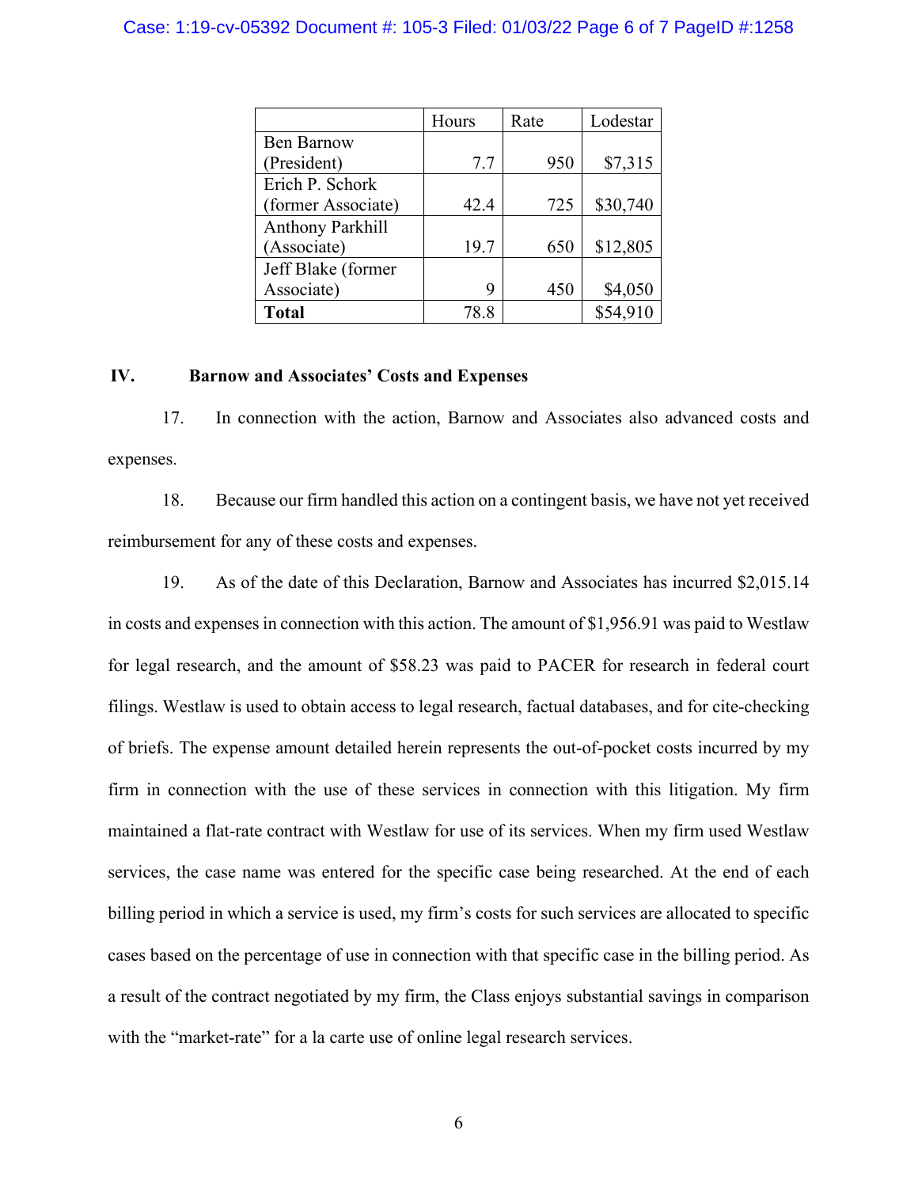| | Hours | Rate | Lodestar |
|---|---|---|---|
| Ben Barnow (President) | 7.7 | 950 | $7,315 |
| Erich P. Schork (former Associate) | 42.4 | 725 | $30,740 |
| Anthony Parkhill (Associate) | 19.7 | 650 | $12,805 |
| Jeff Blake (former Associate) | 9 | 450 | $4,050 |
| **Total** | 78.8 | | $54,910 |

## IV. Barnow and Associates' Costs and Expenses

17. In connection with the action, Barnow and Associates also advanced costs and expenses.

18. Because our firm handled this action on a contingent basis, we have not yet received reimbursement for any of these costs and expenses.

19. As of the date of this Declaration, Barnow and Associates has incurred $2,015.14 in costs and expenses in connection with this action. The amount of $1,956.91 was paid to Westlaw for legal research, and the amount of $58.23 was paid to PACER for research in federal court filings. Westlaw is used to obtain access to legal research, factual databases, and for cite-checking of briefs. The expense amount detailed herein represents the out-of-pocket costs incurred by my firm in connection with the use of these services in connection with this litigation. My firm maintained a flat-rate contract with Westlaw for use of its services. When my firm used Westlaw services, the case name was entered for the specific case being researched. At the end of each billing period in which a service is used, my firm's costs for such services are allocated to specific cases based on the percentage of use in connection with that specific case in the billing period. As a result of the contract negotiated by my firm, the Class enjoys substantial savings in comparison with the "market-rate" for a la carte use of online legal research services.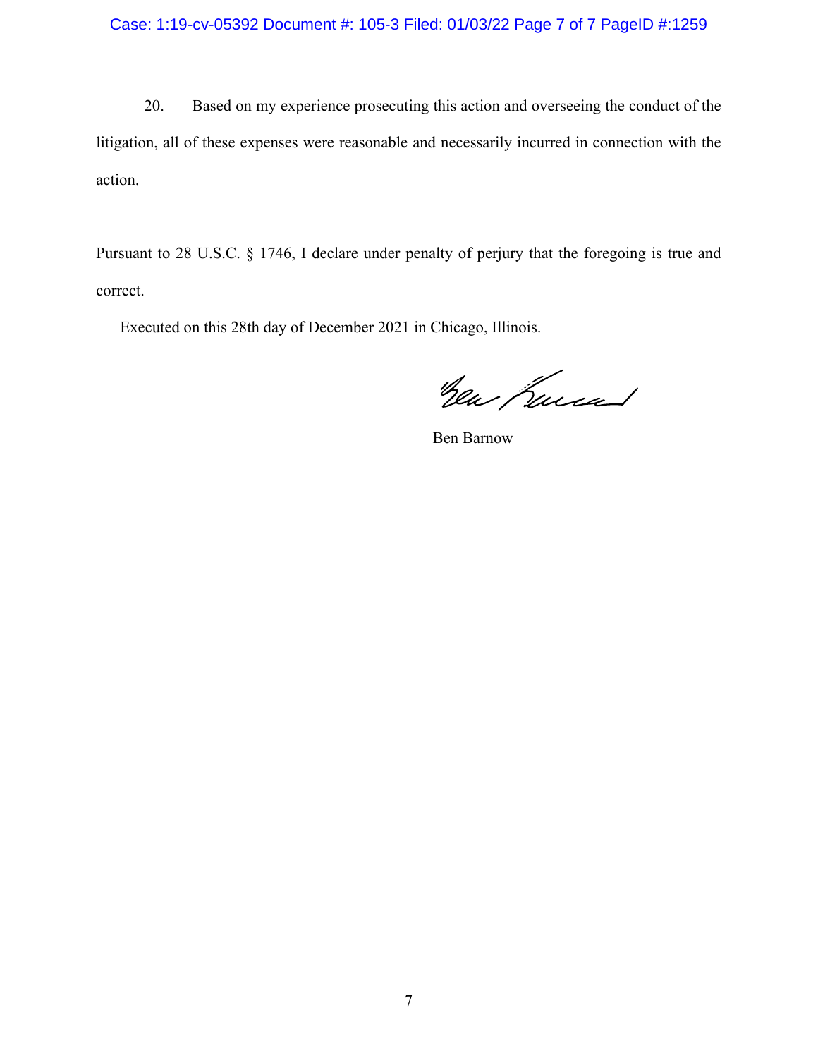20. Based on my experience prosecuting this action and overseeing the conduct of the litigation, all of these expenses were reasonable and necessarily incurred in connection with the action.

Pursuant to 28 U.S.C. § 1746, I declare under penalty of perjury that the foregoing is true and correct.

Executed on this 28th day of December 2021 in Chicago, Illinois.

Ben Barnow